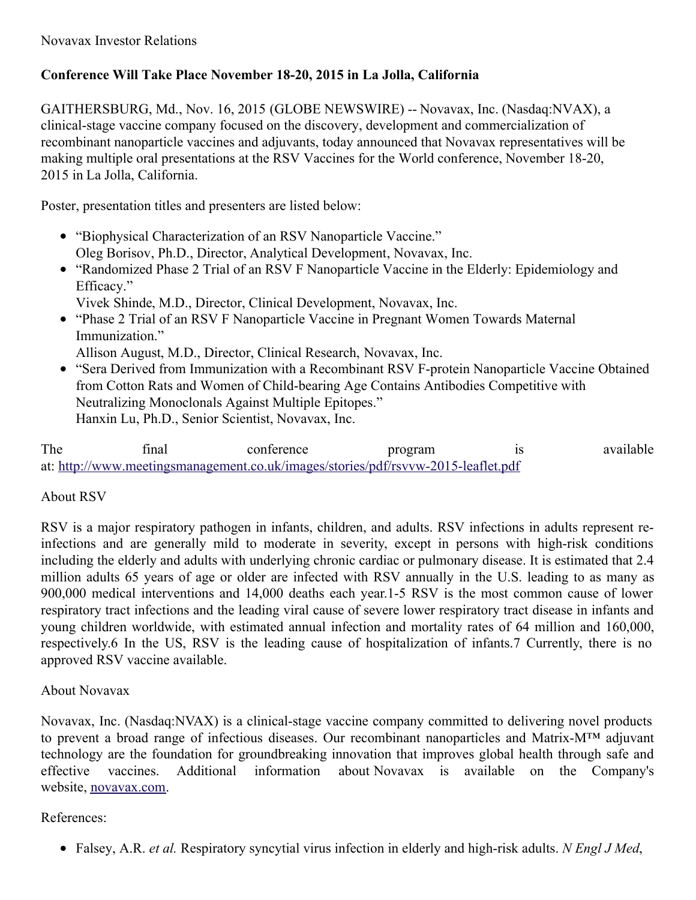Novavax Investor Relations

## Conference Will Take Place November 18-20, 2015 in La Jolla, California

GAITHERSBURG, Md., Nov. 16, 2015 (GLOBE NEWSWIRE) -- Novavax, Inc. (Nasdaq:NVAX), a clinical-stage vaccine company focused on the discovery, development and commercialization of recombinant nanoparticle vaccines and adjuvants, today announced that Novavax representatives will be making multiple oral presentations at the RSV Vaccines for the World conference, November 18-20, 2015 in La Jolla, California.

Poster, presentation titles and presenters are listed below:

- "Biophysical Characterization of an RSV Nanoparticle Vaccine."
  Oleg Borisov, Ph.D., Director, Analytical Development, Novavax, Inc.
- "Randomized Phase 2 Trial of an RSV F Nanoparticle Vaccine in the Elderly: Epidemiology and Efficacy."
  Vivek Shinde, M.D., Director, Clinical Development, Novavax, Inc.
- "Phase 2 Trial of an RSV F Nanoparticle Vaccine in Pregnant Women Towards Maternal Immunization."
  Allison August, M.D., Director, Clinical Research, Novavax, Inc.
- "Sera Derived from Immunization with a Recombinant RSV F-protein Nanoparticle Vaccine Obtained from Cotton Rats and Women of Child-bearing Age Contains Antibodies Competitive with Neutralizing Monoclonals Against Multiple Epitopes."
  Hanxin Lu, Ph.D., Senior Scientist, Novavax, Inc.

The final conference program is available at: http://www.meetingsmanagement.co.uk/images/stories/pdf/rsvvw-2015-leaflet.pdf

About RSV

RSV is a major respiratory pathogen in infants, children, and adults. RSV infections in adults represent re-infections and are generally mild to moderate in severity, except in persons with high-risk conditions including the elderly and adults with underlying chronic cardiac or pulmonary disease. It is estimated that 2.4 million adults 65 years of age or older are infected with RSV annually in the U.S. leading to as many as 900,000 medical interventions and 14,000 deaths each year.1-5 RSV is the most common cause of lower respiratory tract infections and the leading viral cause of severe lower respiratory tract disease in infants and young children worldwide, with estimated annual infection and mortality rates of 64 million and 160,000, respectively.6 In the US, RSV is the leading cause of hospitalization of infants.7 Currently, there is no approved RSV vaccine available.

About Novavax

Novavax, Inc. (Nasdaq:NVAX) is a clinical-stage vaccine company committed to delivering novel products to prevent a broad range of infectious diseases. Our recombinant nanoparticles and Matrix-M™ adjuvant technology are the foundation for groundbreaking innovation that improves global health through safe and effective vaccines. Additional information about Novavax is available on the Company's website, novavax.com.

References:

- Falsey, A.R. *et al.* Respiratory syncytial virus infection in elderly and high-risk adults. *N Engl J Med*,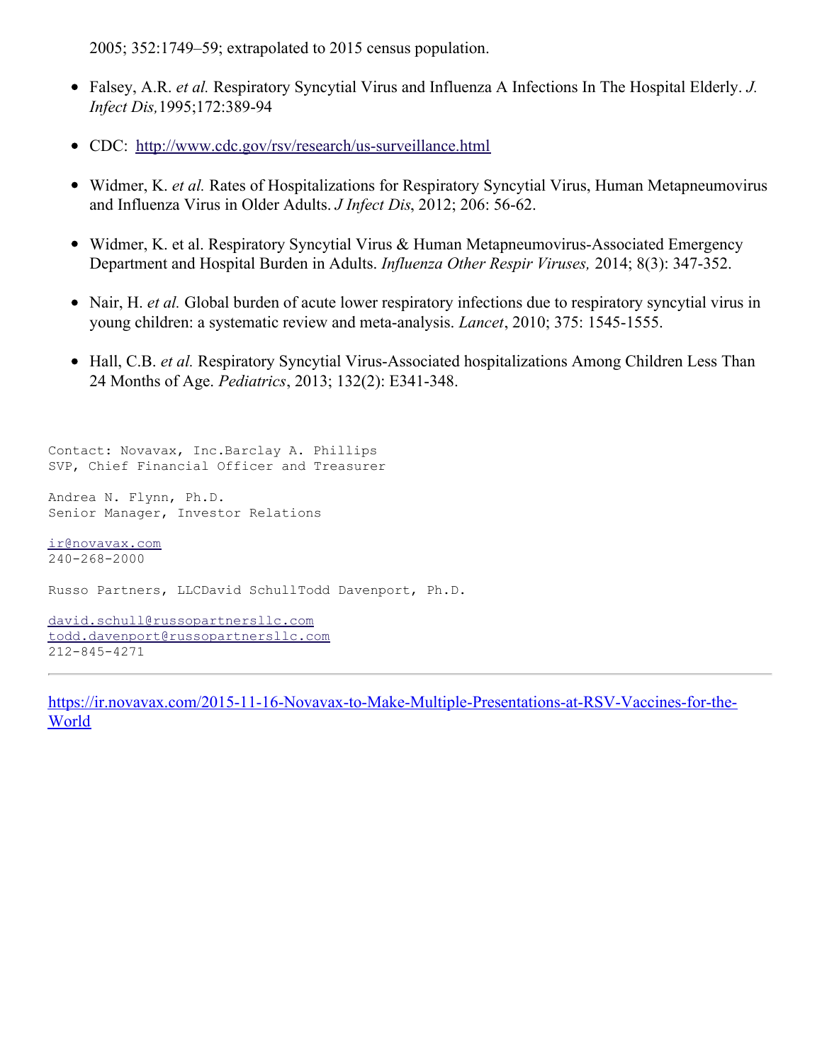2005; 352:1749–59; extrapolated to 2015 census population.

- Falsey, A.R. *et al.* Respiratory Syncytial Virus and Influenza A Infections In The Hospital Elderly. *J. Infect Dis,*1995;172:389-94
- CDC: http://www.cdc.gov/rsv/research/us-surveillance.html
- Widmer, K. *et al.* Rates of Hospitalizations for Respiratory Syncytial Virus, Human Metapneumovirus and Influenza Virus in Older Adults. *J Infect Dis*, 2012; 206: 56-62.
- Widmer, K. et al. Respiratory Syncytial Virus & Human Metapneumovirus-Associated Emergency Department and Hospital Burden in Adults. *Influenza Other Respir Viruses,* 2014; 8(3): 347-352.
- Nair, H. *et al.* Global burden of acute lower respiratory infections due to respiratory syncytial virus in young children: a systematic review and meta-analysis. *Lancet*, 2010; 375: 1545-1555.
- Hall, C.B. *et al.* Respiratory Syncytial Virus-Associated hospitalizations Among Children Less Than 24 Months of Age. *Pediatrics*, 2013; 132(2): E341-348.

Contact: Novavax, Inc.Barclay A. Phillips
SVP, Chief Financial Officer and Treasurer

Andrea N. Flynn, Ph.D.
Senior Manager, Investor Relations

ir@novavax.com
240-268-2000

Russo Partners, LLCDavid SchullTodd Davenport, Ph.D.

david.schull@russopartnersllc.com
todd.davenport@russopartnersllc.com
212-845-4271

---

https://ir.novavax.com/2015-11-16-Novavax-to-Make-Multiple-Presentations-at-RSV-Vaccines-for-the-World